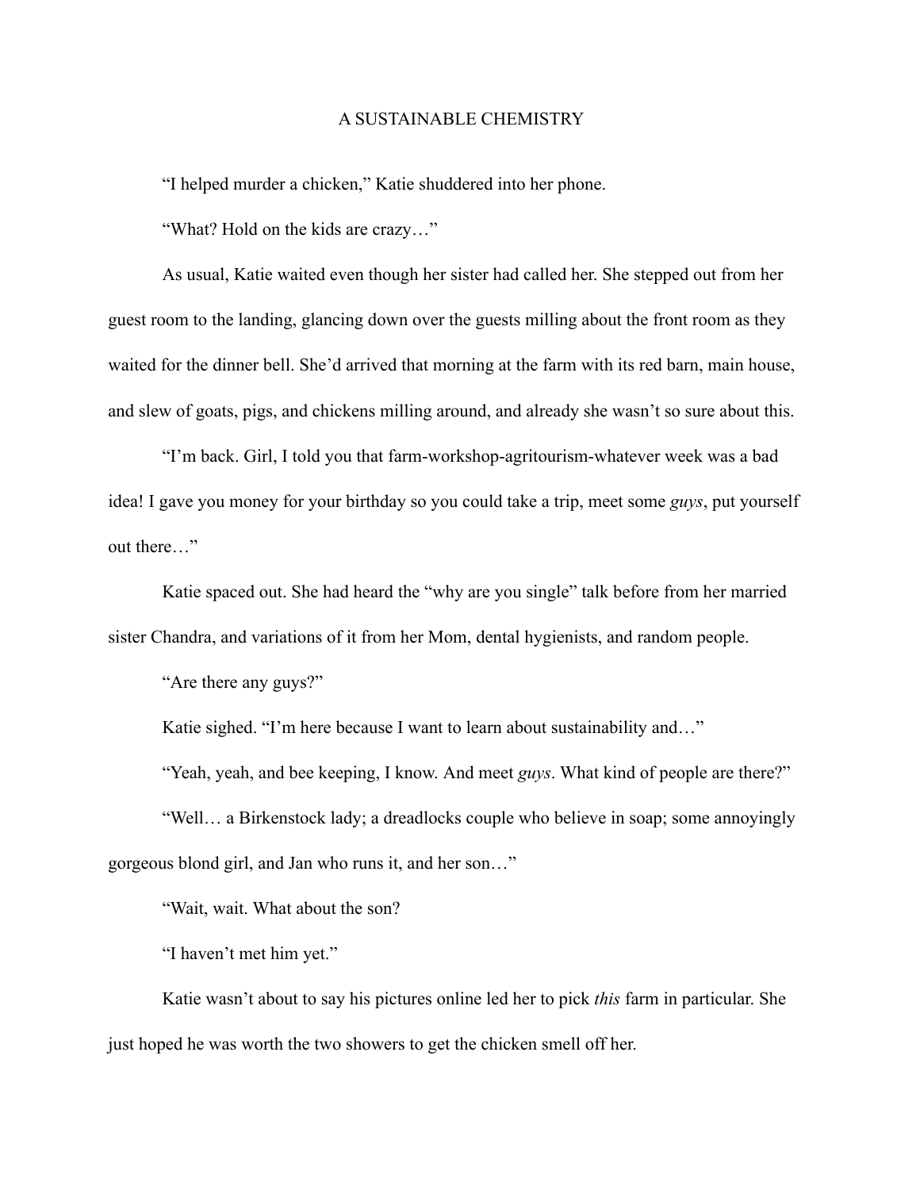# A SUSTAINABLE CHEMISTRY

"I helped murder a chicken," Katie shuddered into her phone.

"What? Hold on the kids are crazy…"

As usual, Katie waited even though her sister had called her. She stepped out from her guest room to the landing, glancing down over the guests milling about the front room as they waited for the dinner bell. She'd arrived that morning at the farm with its red barn, main house, and slew of goats, pigs, and chickens milling around, and already she wasn't so sure about this.

"I'm back. Girl, I told you that farm-workshop-agritourism-whatever week was a bad idea! I gave you money for your birthday so you could take a trip, meet some *guys*, put yourself out there…"

Katie spaced out. She had heard the "why are you single" talk before from her married sister Chandra, and variations of it from her Mom, dental hygienists, and random people.

"Are there any guys?"

Katie sighed. "I'm here because I want to learn about sustainability and…"

"Yeah, yeah, and bee keeping, I know. And meet *guys*. What kind of people are there?"

"Well… a Birkenstock lady; a dreadlocks couple who believe in soap; some annoyingly gorgeous blond girl, and Jan who runs it, and her son…"

"Wait, wait. What about the son?

"I haven't met him yet."

Katie wasn't about to say his pictures online led her to pick *this* farm in particular. She just hoped he was worth the two showers to get the chicken smell off her.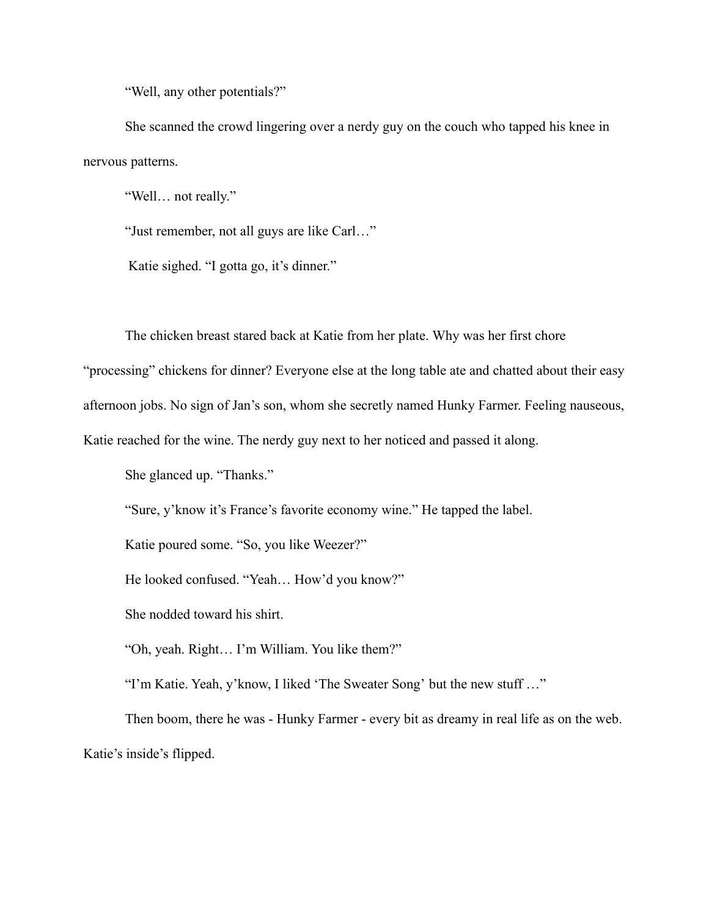"Well, any other potentials?"

She scanned the crowd lingering over a nerdy guy on the couch who tapped his knee in nervous patterns.

"Well… not really."

"Just remember, not all guys are like Carl…"

Katie sighed. "I gotta go, it's dinner."

The chicken breast stared back at Katie from her plate. Why was her first chore "processing" chickens for dinner? Everyone else at the long table ate and chatted about their easy afternoon jobs. No sign of Jan's son, whom she secretly named Hunky Farmer. Feeling nauseous, Katie reached for the wine. The nerdy guy next to her noticed and passed it along.

She glanced up. "Thanks."

"Sure, y'know it's France's favorite economy wine." He tapped the label.

Katie poured some. "So, you like Weezer?"

He looked confused. "Yeah… How'd you know?"

She nodded toward his shirt.

"Oh, yeah. Right… I'm William. You like them?"

"I'm Katie. Yeah, y'know, I liked 'The Sweater Song' but the new stuff …"

Then boom, there he was - Hunky Farmer - every bit as dreamy in real life as on the web. Katie's inside's flipped.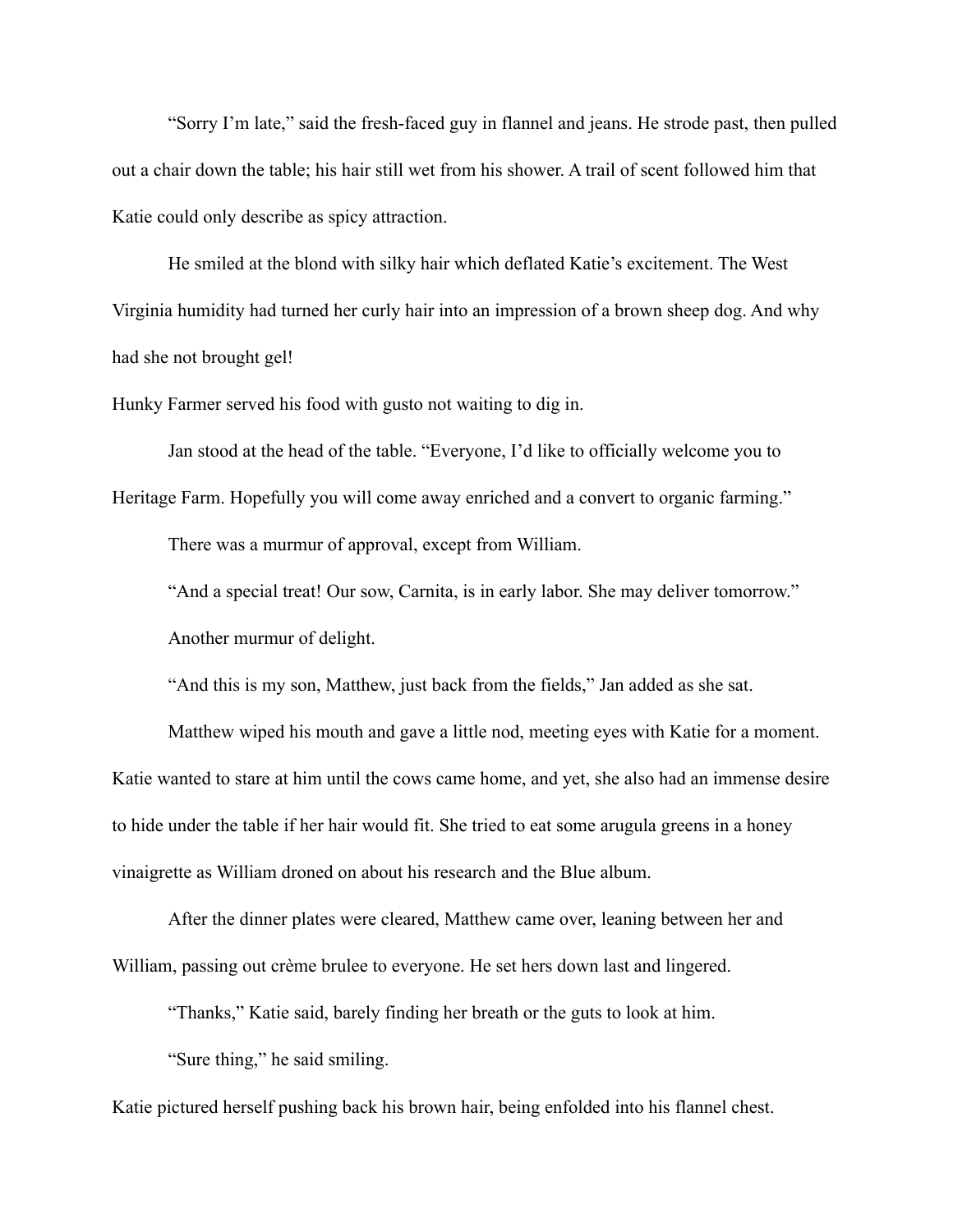"Sorry I'm late," said the fresh-faced guy in flannel and jeans. He strode past, then pulled out a chair down the table; his hair still wet from his shower. A trail of scent followed him that Katie could only describe as spicy attraction.

He smiled at the blond with silky hair which deflated Katie's excitement. The West Virginia humidity had turned her curly hair into an impression of a brown sheep dog. And why had she not brought gel!

Hunky Farmer served his food with gusto not waiting to dig in.

Jan stood at the head of the table. "Everyone, I'd like to officially welcome you to Heritage Farm. Hopefully you will come away enriched and a convert to organic farming."

There was a murmur of approval, except from William.

"And a special treat! Our sow, Carnita, is in early labor. She may deliver tomorrow."

Another murmur of delight.

"And this is my son, Matthew, just back from the fields," Jan added as she sat.

Matthew wiped his mouth and gave a little nod, meeting eyes with Katie for a moment. Katie wanted to stare at him until the cows came home, and yet, she also had an immense desire to hide under the table if her hair would fit. She tried to eat some arugula greens in a honey vinaigrette as William droned on about his research and the Blue album.

After the dinner plates were cleared, Matthew came over, leaning between her and William, passing out crème brulee to everyone. He set hers down last and lingered.

"Thanks," Katie said, barely finding her breath or the guts to look at him.

"Sure thing," he said smiling.

Katie pictured herself pushing back his brown hair, being enfolded into his flannel chest.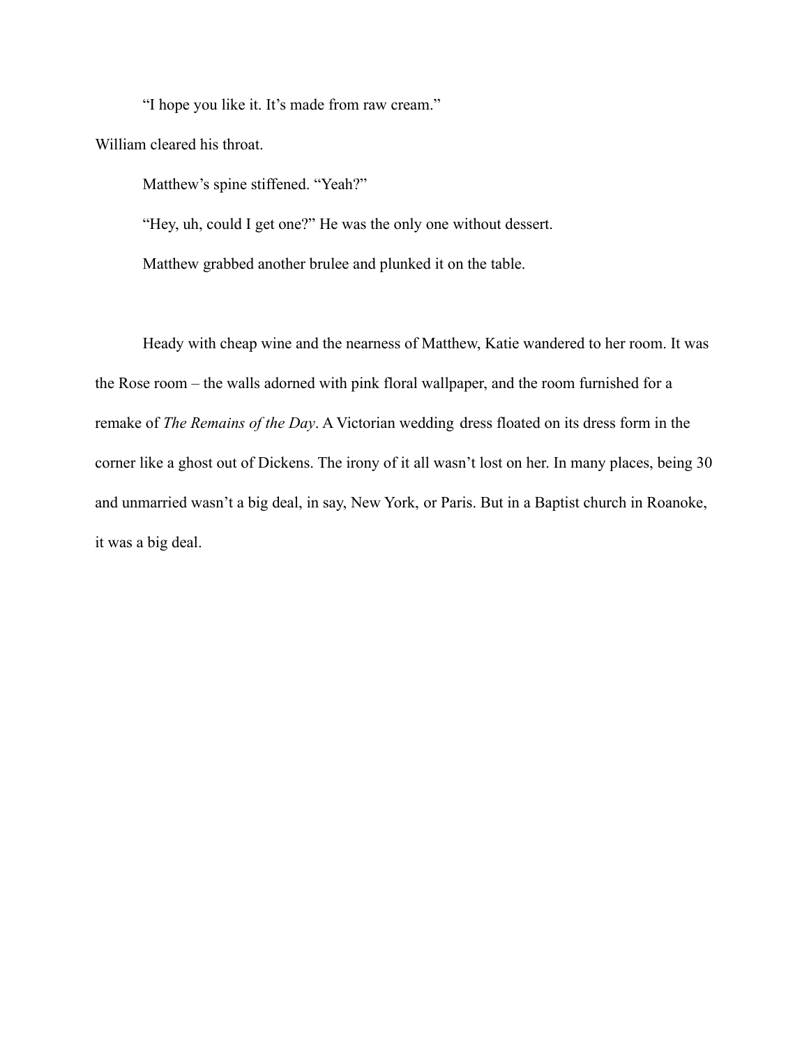"I hope you like it. It's made from raw cream."

William cleared his throat.

Matthew's spine stiffened. "Yeah?"

"Hey, uh, could I get one?" He was the only one without dessert.

Matthew grabbed another brulee and plunked it on the table.

Heady with cheap wine and the nearness of Matthew, Katie wandered to her room. It was the Rose room – the walls adorned with pink floral wallpaper, and the room furnished for a remake of *The Remains of the Day*. A Victorian wedding dress floated on its dress form in the corner like a ghost out of Dickens. The irony of it all wasn't lost on her. In many places, being 30 and unmarried wasn't a big deal, in say, New York, or Paris. But in a Baptist church in Roanoke, it was a big deal.